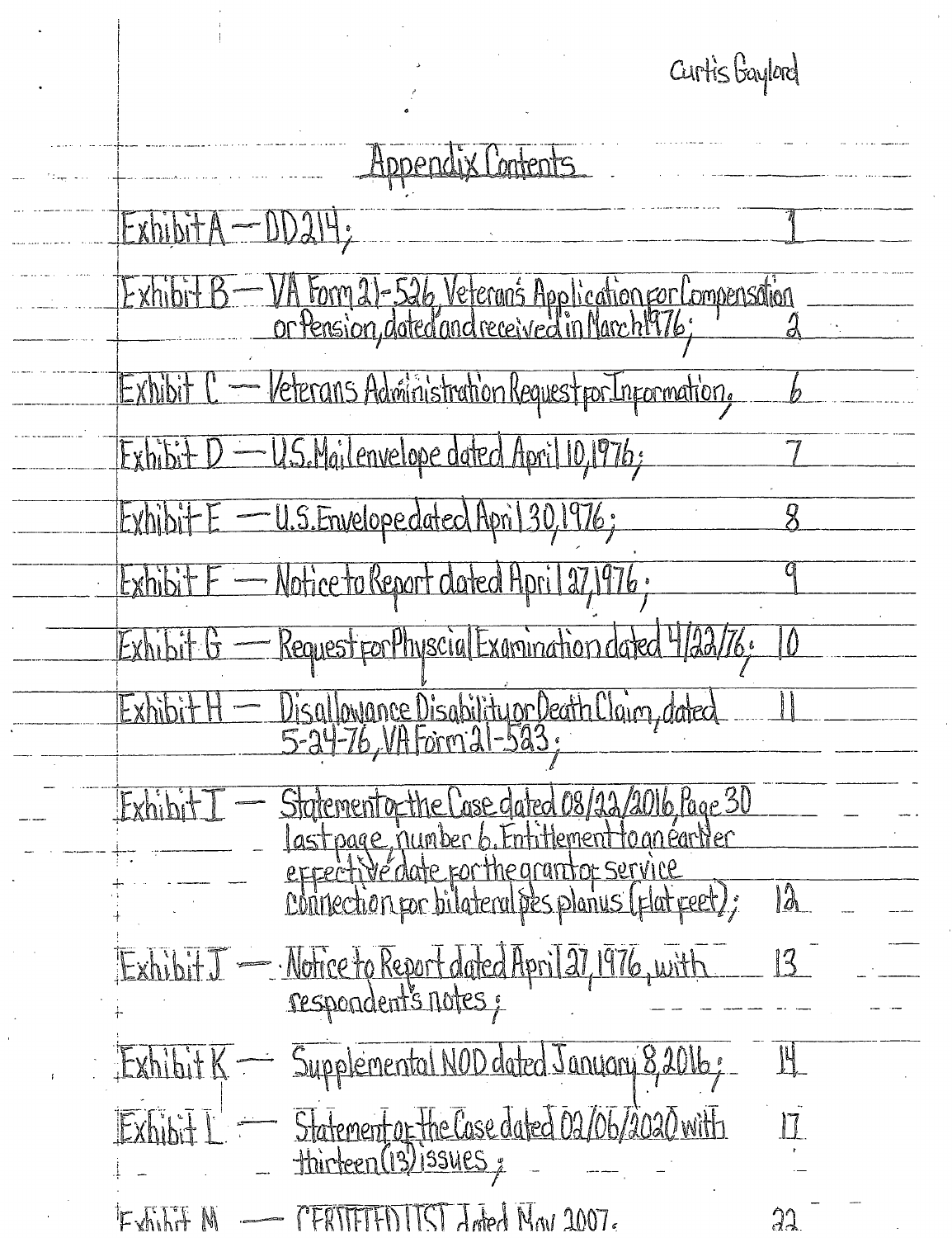Curtis Gaylord

## Appendix Contents

| | | |
|---|---|---|
| Exhibit A — | DD214; | 1 |
| Exhibit B — | VA Form 21-526, Veteran's Application for Compensation or Pension, dated and received in March 1976; | 2 |
| Exhibit C — | Veterans Administration Request for Information; | 6 |
| Exhibit D — | U.S. Mail envelope dated April 10, 1976; | 7 |
| Exhibit E — | U.S. Envelope dated April 30, 1976; | 8 |
| Exhibit F — | Notice to Report dated April 27, 1976; | 9 |
| Exhibit G — | Request for Physcial Examination dated 4/22/76; | 10 |
| Exhibit H — | Disallowance Disability or Death Claim, dated 5-24-76, VA Form 21-523; | 11 |
| Exhibit I — | Statement of the Case dated 08/22/2016, Page 30 last page, number 6. Entitlement to an earlier effective date for the grant of service connection for bilateral pes planus (flat feet); | 12 |
| Exhibit J — | Notice to Report dated April 27, 1976, with respondent's notes; | 13 |
| Exhibit K — | Supplemental NOD dated January 8, 2016; | 14 |
| Exhibit L — | Statement of the Case dated 02/06/2020 with thirteen (13) issues; | 17 |
| Exhibit M — | CERTIFIED LIST dated May 2007; | 22 |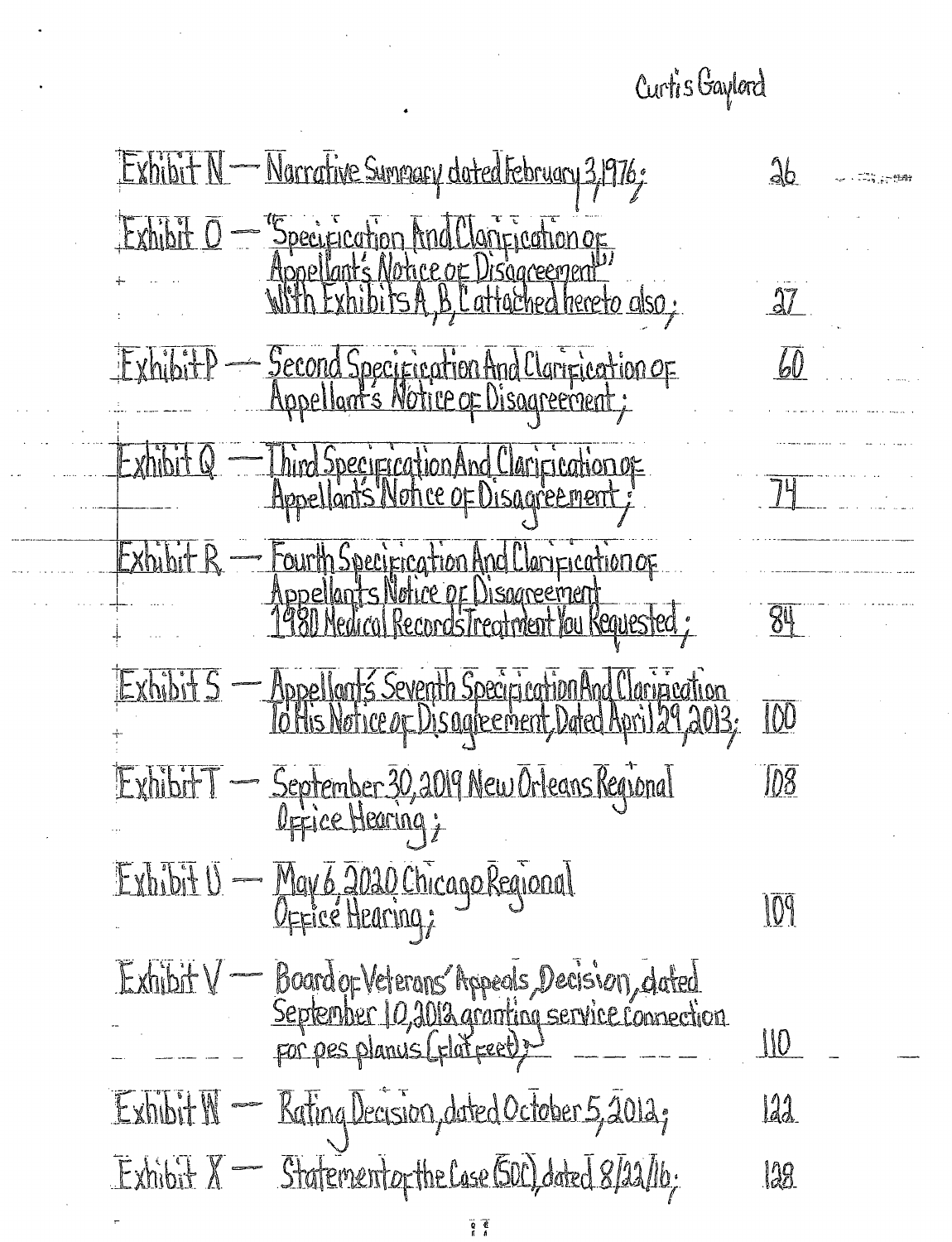Curtis Gaylord

| | | |
|---|---|---|
| Exhibit N — | Narrative Summary dated February 3, 1976; | 26 |
| Exhibit O — | "Specification And Clarification of Appellant's Notice of Disagreement" With Exhibits A, B, C attached hereto also; | 27 |
| Exhibit P — | Second Specification And Clarification of Appellant's Notice of Disagreement; | 60 |
| Exhibit Q — | Third Specification And Clarification of Appellant's Notice of Disagreement; | 74 |
| Exhibit R — | Fourth Specification And Clarification of Appellants Notice of Disagreement 1980 Medical Records Treatment You Requested; | 84 |
| Exhibit S — | Appellant's Seventh Specification And Clarification To His Notice of Disagreement, Dated April 29, 2013; | 100 |
| Exhibit T — | September 30, 2019 New Orleans Regional Office Hearing; | 108 |
| Exhibit U — | May 6, 2020 Chicago Regional Office Hearing; | 109 |
| Exhibit V — | Board of Veterans' Appeals, Decision, dated September 10, 2012 granting service connection for pes planus (flat feet); | 110 |
| Exhibit W — | Rating Decision, dated October 5, 2012; | 122 |
| Exhibit X — | Statement of the Case (SOC), dated 8/22/16; | 128 |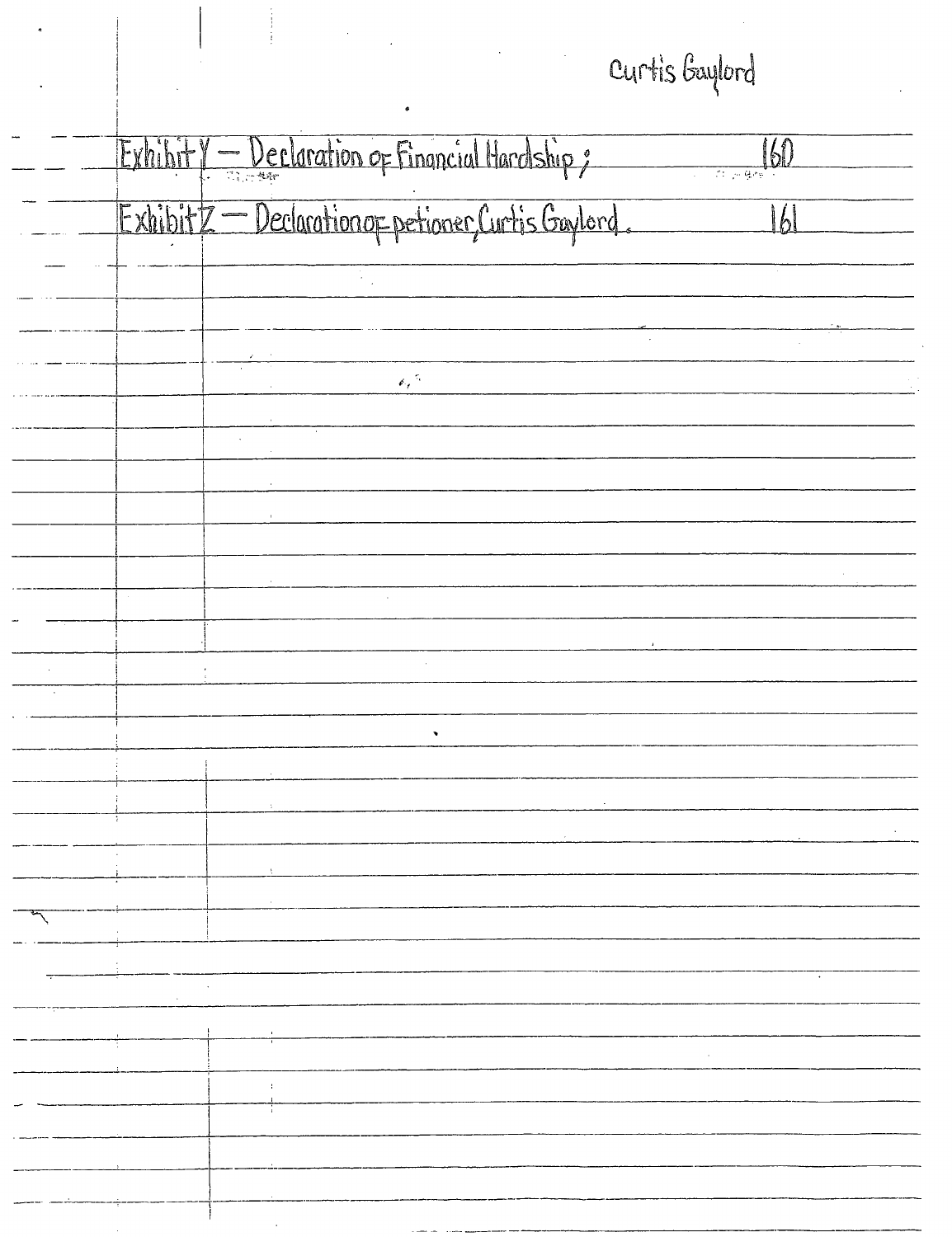Curtis Gaylord

| | |
|---|---|
| Exhibit Y — Declaration of Financial Hardship; | 160 |
| Exhibit Z — Declaration of petitioner, Curtis Gaylord. | 161 |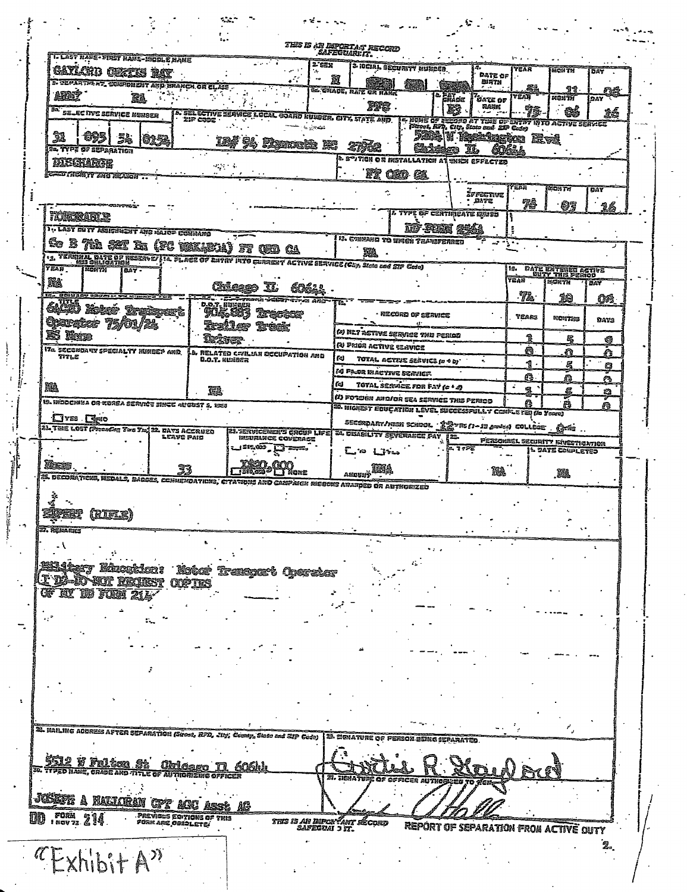THIS IS AN IMPORTANT RECORD SAFEGUARD IT.

| Field | Entry |
|---|---|
| 1. LAST NAME - FIRST NAME - MIDDLE NAME | GAYLORD CURTIS RAY |
| 2. SEX | M |
| 3. SOCIAL SECURITY NUMBER | [redacted] |
| 4. DATE OF BIRTH (Year / Month / Day) | 54 / 11 / 08 |
| 5a. DEPARTMENT, COMPONENT AND BRANCH OR CLASS | ARMY RA |
| 6a. GRADE, RATE OR RANK | PFC |
| 6b. PAY GRADE | E3 |
| 7. DATE OF RANK (Year / Month / Day) | 75 / 06 / 16 |
| 8a. SELECTIVE SERVICE NUMBER | 11 095 54 0154 |
| 8b. SELECTIVE SERVICE LOCAL BOARD NUMBER, CITY, STATE AND ZIP CODE | LB# 94 Plymouth NC 27962 |
| c. HOME OF RECORD AT TIME OF ENTRY INTO ACTIVE SERVICE (Street, RFD, City, State and ZIP Code) | 5204 W Washington Blvd Chicago IL 60644 |
| 9a. TYPE OF SEPARATION | DISCHARGE |
| b. STATION OR INSTALLATION AT WHICH EFFECTED | FT ORD CA |
| c. AUTHORITY AND REASON | |
| d. EFFECTIVE DATE (Year / Month / Day) | 76 / 03 / 16 |
| e. CHARACTER OF SERVICE | HONORABLE |
| f. TYPE OF CERTIFICATE ISSUED | DD FORM 256A |
| 11. LAST DUTY ASSIGNMENT AND MAJOR COMMAND | Co B 7th S&T Bn (FC WAK4B0A) FT ORD CA |
| 12. COMMAND TO WHICH TRANSFERRED | NA |
| 13. TERMINAL DATE OF RESERVE/MSS OBLIGATION (Year / Month / Day) | NA |
| 14. PLACE OF ENTRY INTO CURRENT ACTIVE SERVICE (City, State and ZIP Code) | Chicago IL 60644 |
| 15. DATE ENTERED ACTIVE DUTY THIS PERIOD (Year / Month / Day) | 74 / 10 / 08 |
| 16. PRIMARY SPECIALTY NUMBER AND TITLE | 64C10 Motor Transport Operator 75/01/24 ES None |
| RELATED CIVILIAN OCCUPATION AND D.O.T. NUMBER | 904.883 Tractor Trailer Truck Driver |
| 17a. SECONDARY SPECIALTY NUMBER AND TITLE | NA |
| b. RELATED CIVILIAN OCCUPATION AND D.O.T. NUMBER | NA |
| 19. INDOCHINA OR KOREA SERVICE SINCE AUGUST 5, 1964 | [ ] YES [ ] NO |
| 20. HIGHEST EDUCATION LEVEL SUCCESSFULLY COMPLETED (In Years) | SECONDARY/HIGH SCHOOL 12 YRS (1-12 grades) COLLEGE 0 YRS |
| 21. TIME LOST (Preceding Two Yrs) | None |
| 22. DAYS ACCRUED LEAVE PAID | 33 |
| 23. SERVICEMEN'S GROUP LIFE INSURANCE COVERAGE | $20,000 |
| 24. DISABILITY SEVERANCE PAY | AMOUNT $NA |
| 25. PERSONNEL SECURITY INVESTIGATION a. TYPE | NA |
| b. DATE COMPLETED | NA |

| 18. RECORD OF SERVICE | YEARS | MONTHS | DAYS |
|---|---|---|---|
| (a) NET ACTIVE SERVICE THIS PERIOD | 1 | 5 | 9 |
| (b) PRIOR ACTIVE SERVICE | 0 | 0 | 0 |
| (c) TOTAL ACTIVE SERVICE (a + b) | 1 | 5 | 9 |
| (d) PRIOR INACTIVE SERVICE | 0 | 0 | 0 |
| (e) TOTAL SERVICE FOR PAY (c + d) | 1 | 5 | 9 |
| (f) FOREIGN AND/OR SEA SERVICE THIS PERIOD | 0 | 0 | 0 |

26. DECORATIONS, MEDALS, BADGES, COMMENDATIONS, CITATIONS AND CAMPAIGN RIBBONS AWARDED OR AUTHORIZED

EXPERT (RIFLE)

27. REMARKS

Military Education: Motor Transport Operator

I DO NOT REQUEST COPIES OF MY DD FORM 214

28. MAILING ADDRESS AFTER SEPARATION (Street, RFD, City, County, State and ZIP Code)

5512 W Fulton St Chicago IL 60644

29. SIGNATURE OF PERSON BEING SEPARATED

Curtis R. Gaylord

30. TYPED NAME, GRADE AND TITLE OF AUTHORIZING OFFICER

JOSEPH A HALLORAN CPT AGC Asst AG

31. SIGNATURE OF OFFICER AUTHORIZED TO SIGN

[signature]

DD FORM 214, 1 NOV 72 — PREVIOUS EDITIONS OF THIS FORM ARE OBSOLETE.

THIS IS AN IMPORTANT RECORD SAFEGUARD IT.

REPORT OF SEPARATION FROM ACTIVE DUTY

"Exhibit A"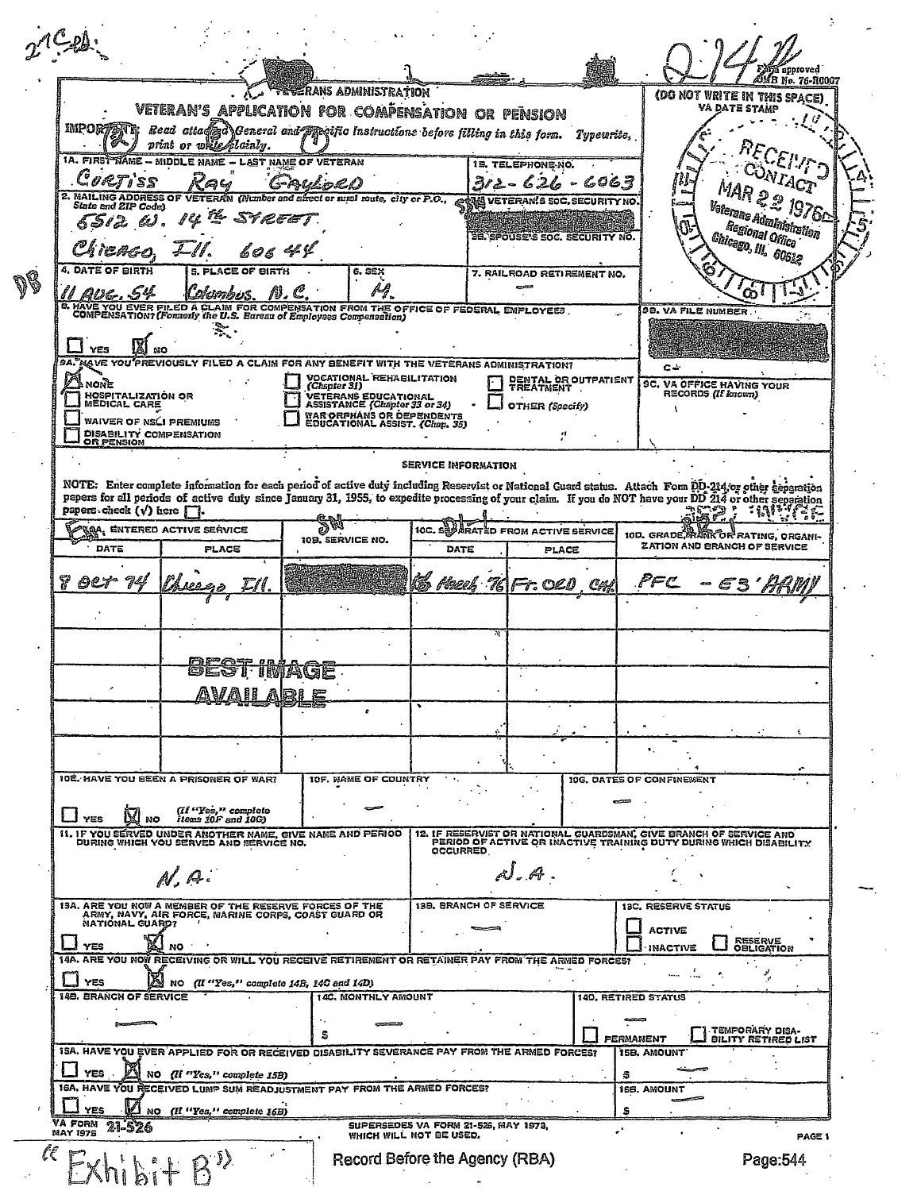27C

2-14

Form approved OMB No. 76-R0007

# VETERANS ADMINISTRATION

## VETERAN'S APPLICATION FOR COMPENSATION OR PENSION

IMPORTANT: Read attached General and Specific Instructions before filling in this form. Typewrite, print or write plainly.

(DO NOT WRITE IN THIS SPACE) VA DATE STAMP

RECEIVED CONTACT MAR 22 1976 Veterans Administration Regional Office Chicago, Ill. 60612

| | |
|---|---|
| 1A. FIRST NAME – MIDDLE NAME – LAST NAME OF VETERAN: Curtiss Ray Gaylord | 1B. TELEPHONE NO.: 312-626-6063 |
| 2. MAILING ADDRESS OF VETERAN (Number and street or rural route, city or P.O., State and ZIP Code): 5512 W. 14th Street, Chicago, Ill. 60644 | 3A. VETERAN'S SOC. SECURITY NO.: [REDACTED] |
| | 3B. SPOUSE'S SOC. SECURITY NO.: |

| 4. DATE OF BIRTH | 5. PLACE OF BIRTH | 6. SEX | 7. RAILROAD RETIREMENT NO. |
|---|---|---|---|
| 11 Aug. 54 | Columbus, N.C. | M. | — |

8. HAVE YOU EVER FILED A CLAIM FOR COMPENSATION FROM THE OFFICE OF FEDERAL EMPLOYEES COMPENSATION? (Formerly the U.S. Bureau of Employees Compensation)
- [ ] YES [X] NO

9B. VA FILE NUMBER: C- [REDACTED]

9A. HAVE YOU PREVIOUSLY FILED A CLAIM FOR ANY BENEFIT WITH THE VETERANS ADMINISTRATION?
- [X] NONE
- [ ] HOSPITALIZATION OR MEDICAL CARE
- [ ] WAIVER OF NSLI PREMIUMS
- [ ] DISABILITY COMPENSATION OR PENSION
- [ ] VOCATIONAL REHABILITATION (Chapter 31)
- [ ] VETERANS EDUCATIONAL ASSISTANCE (Chapter 33 or 34)
- [ ] WAR ORPHANS OR DEPENDENTS EDUCATIONAL ASSIST. (Chap. 35)
- [ ] DENTAL OR OUTPATIENT TREATMENT
- [ ] OTHER (Specify)

9C. VA OFFICE HAVING YOUR RECORDS (If known):

### SERVICE INFORMATION

NOTE: Enter complete information for each period of active duty including Reservist or National Guard status. Attach Form DD-214 or other separation papers for all periods of active duty since January 31, 1955, to expedite processing of your claim. If you do NOT have your DD 214 or other separation papers check (√) here [ ].

| 10A. ENTERED ACTIVE SERVICE – DATE | PLACE | 10B. SERVICE NO. | 10C. SEPARATED FROM ACTIVE SERVICE – DATE | PLACE | 10D. GRADE, RANK OR RATING, ORGANIZATION AND BRANCH OF SERVICE |
|---|---|---|---|---|---|
| 8 Oct 74 | Chicago, Ill. | [REDACTED] | 18 March 76 | Ft. Ord, Cal. | PFC - E3 Army |
| | | | | | |
| | | | | | |
| | | | | | |
| | | | | | |

BEST IMAGE AVAILABLE

| 10E. HAVE YOU BEEN A PRISONER OF WAR? | 10F. NAME OF COUNTRY | 10G. DATES OF CONFINEMENT |
|---|---|---|
| [ ] YES [X] NO (If "Yes," complete items 10F and 10G) | — | — |

| 11. IF YOU SERVED UNDER ANOTHER NAME, GIVE NAME AND PERIOD DURING WHICH YOU SERVED AND SERVICE NO. | 12. IF RESERVIST OR NATIONAL GUARDSMAN, GIVE BRANCH OF SERVICE AND PERIOD OF ACTIVE OR INACTIVE TRAINING DUTY DURING WHICH DISABILITY OCCURRED |
|---|---|
| N.A. | N.A. |

| 13A. ARE YOU NOW A MEMBER OF THE RESERVE FORCES OF THE ARMY, NAVY, AIR FORCE, MARINE CORPS, COAST GUARD OR NATIONAL GUARD? | 13B. BRANCH OF SERVICE | 13C. RESERVE STATUS |
|---|---|---|
| [ ] YES [X] NO | — | [ ] ACTIVE [ ] INACTIVE [ ] RESERVE OBLIGATION |

14A. ARE YOU NOW RECEIVING OR WILL YOU RECEIVE RETIREMENT OR RETAINER PAY FROM THE ARMED FORCES?
- [ ] YES [X] NO (If "Yes," complete 14B, 14C and 14D)

| 14B. BRANCH OF SERVICE | 14C. MONTHLY AMOUNT | 14D. RETIRED STATUS |
|---|---|---|
| — | $ — | [ ] PERMANENT [ ] TEMPORARY DISABILITY RETIRED LIST |

| 15A. HAVE YOU EVER APPLIED FOR OR RECEIVED DISABILITY SEVERANCE PAY FROM THE ARMED FORCES? | 15B. AMOUNT |
|---|---|
| [ ] YES [X] NO (If "Yes," complete 15B) | $ — |

| 16A. HAVE YOU RECEIVED LUMP SUM READJUSTMENT PAY FROM THE ARMED FORCES? | 16B. AMOUNT |
|---|---|
| [ ] YES [X] NO (If "Yes," complete 16B) | $ — |

VA FORM 21-526, MAY 1975 — SUPERSEDES VA FORM 21-526, MAY 1973, WHICH WILL NOT BE USED. — PAGE 1

"Exhibit B"

Record Before the Agency (RBA) Page:544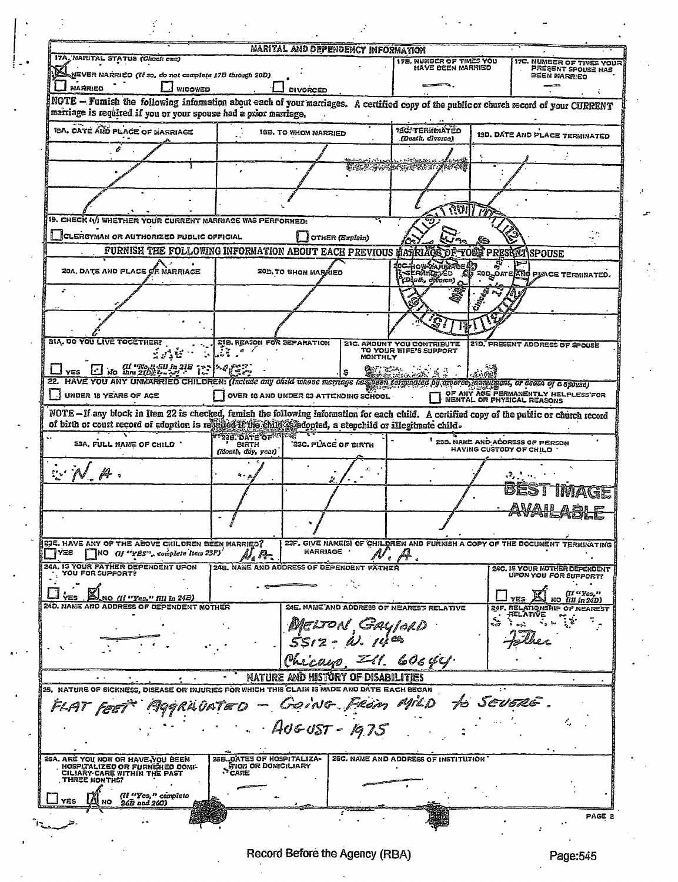## MARITAL AND DEPENDENCY INFORMATION

| 17A. MARITAL STATUS (Check one) | 17B. NUMBER OF TIMES YOU HAVE BEEN MARRIED | 17C. NUMBER OF TIMES YOUR PRESENT SPOUSE HAS BEEN MARRIED |
|---|---|---|
| [X] NEVER MARRIED (If so, do not complete 17B through 20D) [ ] MARRIED [ ] WIDOWED [ ] DIVORCED | — | — |

NOTE — Furnish the following information about each of your marriages. A certified copy of the public or church record of your CURRENT marriage is required if you or your spouse had a prior marriage.

| 18A. DATE AND PLACE OF MARRIAGE | 18B. TO WHOM MARRIED | 18C. TERMINATED (Death, divorce) | 18D. DATE AND PLACE TERMINATED |
|---|---|---|---|
| / | / | / | / |

19. CHECK (✓) WHETHER YOUR CURRENT MARRIAGE WAS PERFORMED:

[ ] CLERGYMAN OR AUTHORIZED PUBLIC OFFICIAL [ ] OTHER (Explain)

### FURNISH THE FOLLOWING INFORMATION ABOUT EACH PREVIOUS MARRIAGE OF YOUR PRESENT SPOUSE

| 20A. DATE AND PLACE OF MARRIAGE | 20B. TO WHOM MARRIED | 20C. HOW MARRIAGE TERMINATED (Death, divorce) | 20D. DATE AND PLACE TERMINATED |
|---|---|---|---|
| / | / | / | / |

| 21A. DO YOU LIVE TOGETHER? | 21B. REASON FOR SEPARATION | 21C. AMOUNT YOU CONTRIBUTE TO YOUR WIFE'S SUPPORT MONTHLY | 21D. PRESENT ADDRESS OF SPOUSE |
|---|---|---|---|
| [ ] YES [ ] NO (If "No," fill in 21B thru 21D) | / | $ | |

22. HAVE YOU ANY UNMARRIED CHILDREN: (Include any child whose marriage has been terminated by divorce, annulment, or death of a spouse)

[ ] UNDER 18 YEARS OF AGE [ ] OVER 18 AND UNDER 23 ATTENDING SCHOOL [ ] OF ANY AGE PERMANENTLY HELPLESS FOR MENTAL OR PHYSICAL REASONS

NOTE — If any block in Item 22 is checked, furnish the following information for each child. A certified copy of the public or church record of birth or court record of adoption is required if the child is adopted, a stepchild or illegitimate child.

| 23A. FULL NAME OF CHILD | 23B. DATE OF BIRTH (Month, day, year) | 23C. PLACE OF BIRTH | 23D. NAME AND ADDRESS OF PERSON HAVING CUSTODY OF CHILD |
|---|---|---|---|
| N. A. | / | / | / |

BEST IMAGE AVAILABLE

| 23E. HAVE ANY OF THE ABOVE CHILDREN BEEN MARRIED? | 23F. GIVE NAME(S) OF CHILDREN AND FURNISH A COPY OF THE DOCUMENT TERMINATING MARRIAGE |
|---|---|
| [ ] YES [ ] NO (If "YES", complete Item 23F) N. A. | N. A. |

| 24A. IS YOUR FATHER DEPENDENT UPON YOU FOR SUPPORT? | 24B. NAME AND ADDRESS OF DEPENDENT FATHER | 24C. IS YOUR MOTHER DEPENDENT UPON YOU FOR SUPPORT? |
|---|---|---|
| [ ] YES [X] NO (If "Yes," fill in 24B) | — | [ ] YES [X] NO (If "Yes," fill in 24D) |

| 24D. NAME AND ADDRESS OF DEPENDENT MOTHER | 24E. NAME AND ADDRESS OF NEAREST RELATIVE | 24F. RELATIONSHIP OF NEAREST RELATIVE |
|---|---|---|
| — | MELTON, GAYLORD 5512 - W. 14th Chicago, Ill. 60644 | Father |

## NATURE AND HISTORY OF DISABILITIES

25. NATURE OF SICKNESS, DISEASE OR INJURIES FOR WHICH THIS CLAIM IS MADE AND DATE EACH BEGAN

FLAT FEET AGGRAVATED – GOING FROM MILD to SEVERE.
AUGUST - 1975

| 26A. ARE YOU NOW OR HAVE YOU BEEN HOSPITALIZED OR FURNISHED DOMICILIARY CARE WITHIN THE PAST THREE MONTHS? | 26B. DATES OF HOSPITALIZATION OR DOMICILIARY CARE | 26C. NAME AND ADDRESS OF INSTITUTION |
|---|---|---|
| [ ] YES [X] NO (If "Yes," complete 26B and 26C) | — | — |

PAGE 2

Record Before the Agency (RBA) Page:545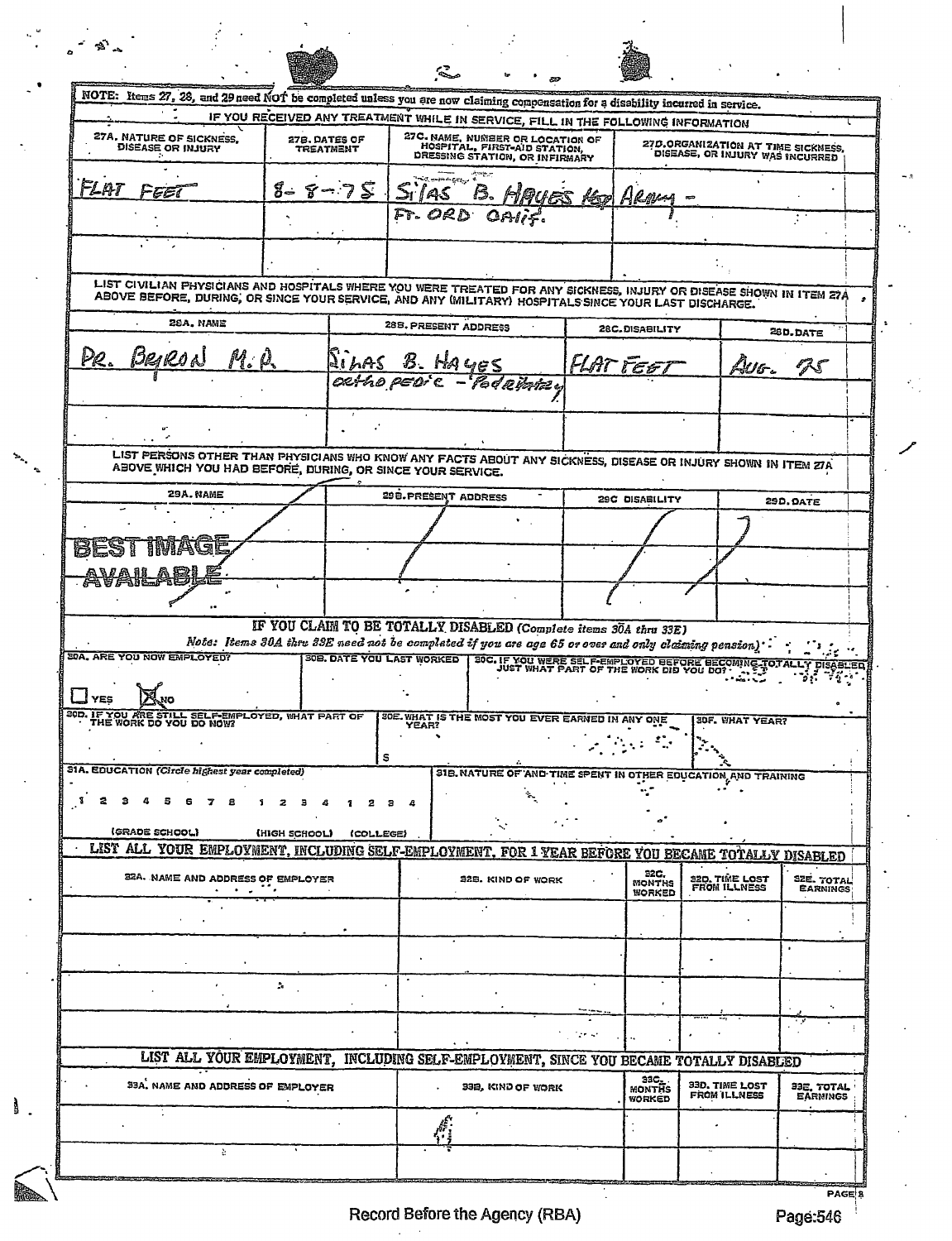NOTE: Items 27, 28, and 29 need NOT be completed unless you are now claiming compensation for a disability incurred in service.

IF YOU RECEIVED ANY TREATMENT WHILE IN SERVICE, FILL IN THE FOLLOWING INFORMATION

| 27A. NATURE OF SICKNESS, DISEASE OR INJURY | 27B. DATES OF TREATMENT | 27C. NAME, NUMBER OR LOCATION OF HOSPITAL, FIRST-AID STATION, DRESSING STATION, OR INFIRMARY | 27D. ORGANIZATION AT TIME SICKNESS, DISEASE, OR INJURY WAS INCURRED |
|---|---|---|---|
| FLAT FEET | 8-8-75 | Silas B. Hayes Hsp FT. ORD Calif. | Army - |
| | | | |

LIST CIVILIAN PHYSICIANS AND HOSPITALS WHERE YOU WERE TREATED FOR ANY SICKNESS, INJURY OR DISEASE SHOWN IN ITEM 27A ABOVE BEFORE, DURING, OR SINCE YOUR SERVICE, AND ANY (MILITARY) HOSPITALS SINCE YOUR LAST DISCHARGE.

| 28A. NAME | 28B. PRESENT ADDRESS | 28C. DISABILITY | 28D. DATE |
|---|---|---|---|
| DR. BYRON M.D. | Silas B. Hayes orthopedic - Podiatry | FLAT FEET | Aug. 75 |
| | | | |

LIST PERSONS OTHER THAN PHYSICIANS WHO KNOW ANY FACTS ABOUT ANY SICKNESS, DISEASE OR INJURY SHOWN IN ITEM 27A ABOVE WHICH YOU HAD BEFORE, DURING, OR SINCE YOUR SERVICE.

| 29A. NAME | 29B. PRESENT ADDRESS | 29C. DISABILITY | 29D. DATE |
|---|---|---|---|
| / | / | / | / |

BEST IMAGE AVAILABLE

IF YOU CLAIM TO BE TOTALLY DISABLED (Complete items 30A thru 33E)

*Note: Items 30A thru 33E need not be completed if you are age 65 or over and only claiming pension.*

| 30A. ARE YOU NOW EMPLOYED? | 30B. DATE YOU LAST WORKED | 30C. IF YOU WERE SELF-EMPLOYED BEFORE BECOMING TOTALLY DISABLED JUST WHAT PART OF THE WORK DID YOU DO? |
|---|---|---|
| ☐ YES ☒ NO | | |

| 30D. IF YOU ARE STILL SELF-EMPLOYED, WHAT PART OF THE WORK DO YOU DO NOW? | 30E. WHAT IS THE MOST YOU EVER EARNED IN ANY ONE YEAR? | 30F. WHAT YEAR? |
|---|---|---|
| | $ | |

| 31A. EDUCATION (Circle highest year completed) | 31B. NATURE OF AND TIME SPENT IN OTHER EDUCATION AND TRAINING |
|---|---|
| 1 2 3 4 5 6 7 8 (GRADE SCHOOL) 1 2 3 4 (HIGH SCHOOL) 1 2 3 4 (COLLEGE) | |

LIST ALL YOUR EMPLOYMENT, INCLUDING SELF-EMPLOYMENT, FOR 1 YEAR BEFORE YOU BECAME TOTALLY DISABLED

| 32A. NAME AND ADDRESS OF EMPLOYER | 32B. KIND OF WORK | 32C. MONTHS WORKED | 32D. TIME LOST FROM ILLNESS | 32E. TOTAL EARNINGS |
|---|---|---|---|---|
| | | | | |
| | | | | |
| | | | | |
| | | | | |

LIST ALL YOUR EMPLOYMENT, INCLUDING SELF-EMPLOYMENT, SINCE YOU BECAME TOTALLY DISABLED

| 33A. NAME AND ADDRESS OF EMPLOYER | 33B. KIND OF WORK | 33C. MONTHS WORKED | 33D. TIME LOST FROM ILLNESS | 33E. TOTAL EARNINGS |
|---|---|---|---|---|
| | | | | |
| | | | | |

Record Before the Agency (RBA)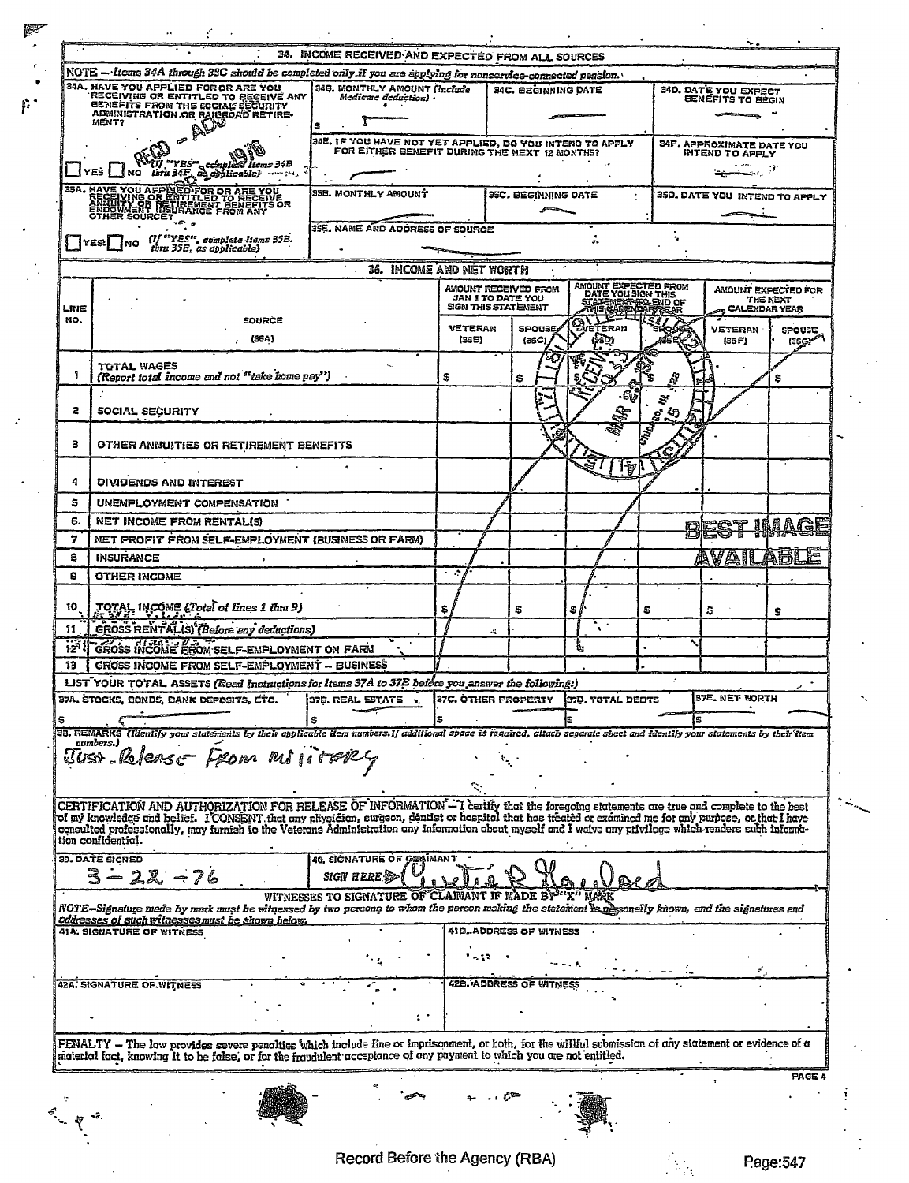## 34. INCOME RECEIVED AND EXPECTED FROM ALL SOURCES

NOTE — *Items 34A through 38C should be completed only if you are applying for nonservice-connected pension.*

| | | | |
|---|---|---|---|
| 34A. HAVE YOU APPLIED FOR OR ARE YOU RECEIVING OR ENTITLED TO RECEIVE ANY BENEFITS FROM THE SOCIAL SECURITY ADMINISTRATION OR RAILROAD RETIREMENT? ☐ YES ☐ NO *(If "YES", complete Items 34B thru 34F, as applicable)* | 34B. MONTHLY AMOUNT *(Include Medicare deduction)* $ | 34C. BEGINNING DATE | 34D. DATE YOU EXPECT BENEFITS TO BEGIN |
| | 34E. IF YOU HAVE NOT YET APPLIED, DO YOU INTEND TO APPLY FOR EITHER BENEFIT DURING THE NEXT 12 MONTHS? | | 34F. APPROXIMATE DATE YOU INTEND TO APPLY |
| 35A. HAVE YOU APPLIED FOR OR ARE YOU RECEIVING OR ENTITLED TO RECEIVE ANNUITY OR RETIREMENT BENEFITS OR ENDOWMENT INSURANCE FROM ANY OTHER SOURCE? ☐ YES ☐ NO *(If "YES", complete Items 35B thru 35E, as applicable)* | 35B. MONTHLY AMOUNT | 35C. BEGINNING DATE | 35D. DATE YOU INTEND TO APPLY |
| | 35E. NAME AND ADDRESS OF SOURCE | | |

RECD - ADJ 1976

## 36. INCOME AND NET WORTH

| LINE NO. | SOURCE (36A) | AMOUNT RECEIVED FROM JAN 1 TO DATE YOU SIGN THIS STATEMENT | | AMOUNT EXPECTED FROM DATE YOU SIGN THIS STATEMENT TO END OF THIS CALENDAR YEAR | | AMOUNT EXPECTED FOR THE NEXT CALENDAR YEAR | |
|---|---|---|---|---|---|---|---|
| | | VETERAN (36B) | SPOUSE (36C) | VETERAN (36D) | SPOUSE (36E) | VETERAN (36F) | SPOUSE (36G) |
| 1 | TOTAL WAGES *(Report total income and not "take home pay")* | $ | $ | | | | $ |
| 2 | SOCIAL SECURITY | | | | | | |
| 3 | OTHER ANNUITIES OR RETIREMENT BENEFITS | | | | | | |
| 4 | DIVIDENDS AND INTEREST | | | | | | |
| 5 | UNEMPLOYMENT COMPENSATION | | | | | | |
| 6 | NET INCOME FROM RENTAL(S) | | | | | | |
| 7 | NET PROFIT FROM SELF-EMPLOYMENT (BUSINESS OR FARM) | | | | | | |
| 8 | INSURANCE | | | | | | |
| 9 | OTHER INCOME | | | | | | |
| 10 | TOTAL INCOME *(Total of lines 1 thru 9)* | $ | $ | $ | $ | $ | $ |
| 11 | GROSS RENTAL(S) *(Before any deductions)* | | | | | | |
| 12 | GROSS INCOME FROM SELF-EMPLOYMENT ON FARM | | | | | | |
| 13 | GROSS INCOME FROM SELF-EMPLOYMENT — BUSINESS | | | | | | |

RECEIVED MAR 23 1976 Chicago, Ill.

BEST IMAGE AVAILABLE

LIST YOUR TOTAL ASSETS *(Read Instructions for Items 37A to 37E before you answer the following:)*

| 37A. STOCKS, BONDS, BANK DEPOSITS, ETC. | 37B. REAL ESTATE | 37C. OTHER PROPERTY | 37D. TOTAL DEBTS | 37E. NET WORTH |
|---|---|---|---|---|
| $ | $ | $ | $ | $ |

38. REMARKS *(Identify your statements by their applicable item numbers. If additional space is required, attach separate sheet and identify your statements by their item numbers.)*

Just Release From Military

CERTIFICATION AND AUTHORIZATION FOR RELEASE OF INFORMATION — I certify that the foregoing statements are true and complete to the best of my knowledge and belief. I CONSENT that any physician, surgeon, dentist or hospital that has treated or examined me for any purpose, or that I have consulted professionally, may furnish to the Veterans Administration any information about myself and I waive any privilege which renders such information confidential.

| 39. DATE SIGNED | 40. SIGNATURE OF CLAIMANT |
|---|---|
| 3-22-76 | SIGN HERE ▶ Curtis R Gaylord |

WITNESSES TO SIGNATURE OF CLAIMANT IF MADE BY "X" MARK

*NOTE—Signature made by mark must be witnessed by two persons to whom the person making the statement is personally known, and the signatures and addresses of such witnesses must be shown below.*

| | |
|---|---|
| 41A. SIGNATURE OF WITNESS | 41B. ADDRESS OF WITNESS |
| 42A. SIGNATURE OF WITNESS | 42B. ADDRESS OF WITNESS |

PENALTY — The law provides severe penalties which include fine or imprisonment, or both, for the willful submission of any statement or evidence of a material fact, knowing it to be false, or for the fraudulent acceptance of any payment to which you are not entitled.

PAGE 4

Record Before the Agency (RBA)